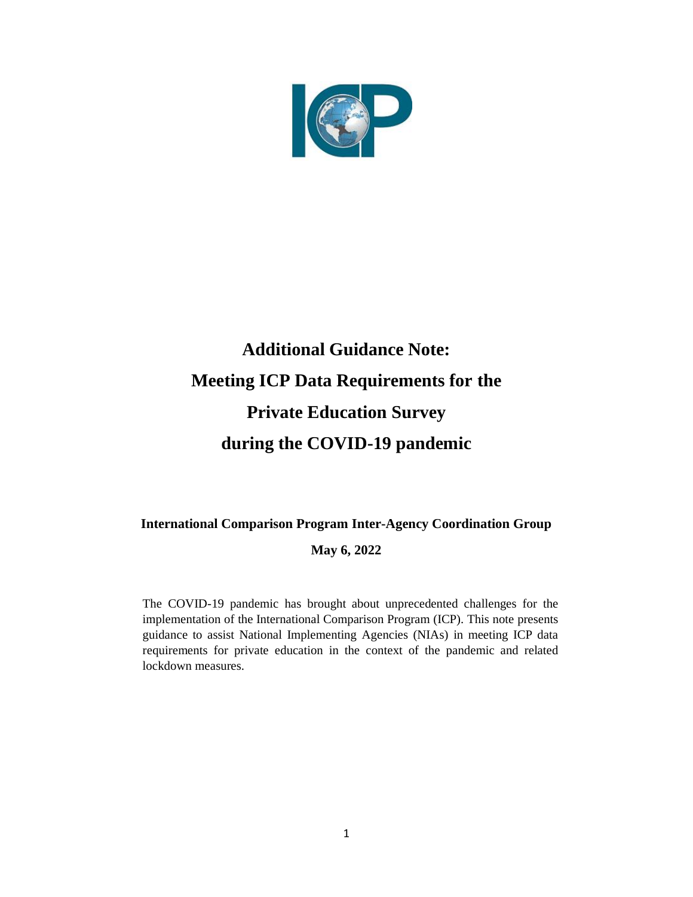# Additional Guidance Note: Meeting ICP Data Requirements for the Private Education Survey during the COVID-19 pandemic

**International Comparison Program Inter-Agency Coordination Group**

**May 6, 2022**

The COVID-19 pandemic has brought about unprecedented challenges for the implementation of the International Comparison Program (ICP). This note presents guidance to assist National Implementing Agencies (NIAs) in meeting ICP data requirements for private education in the context of the pandemic and related lockdown measures.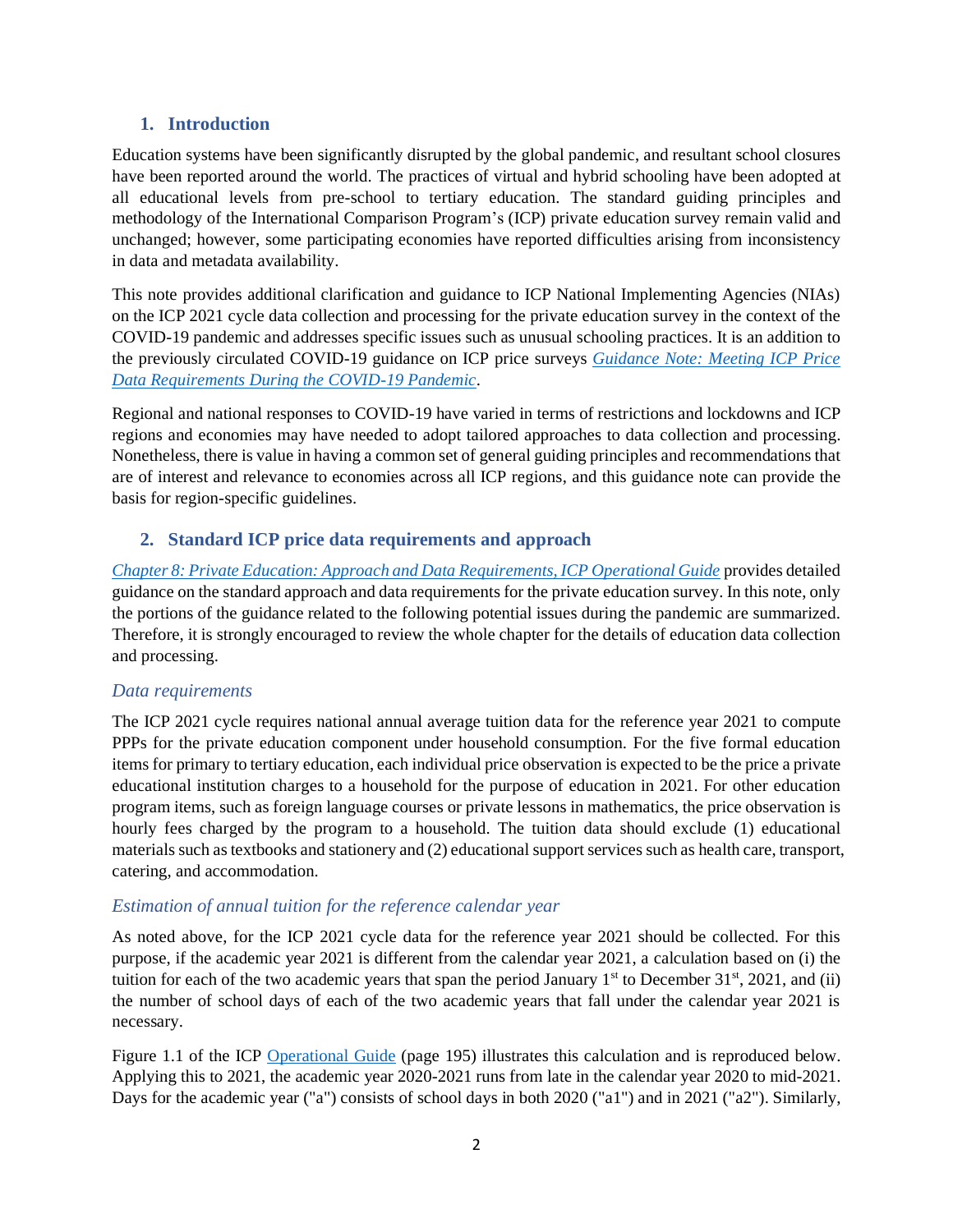## 1. Introduction

Education systems have been significantly disrupted by the global pandemic, and resultant school closures have been reported around the world. The practices of virtual and hybrid schooling have been adopted at all educational levels from pre-school to tertiary education. The standard guiding principles and methodology of the International Comparison Program's (ICP) private education survey remain valid and unchanged; however, some participating economies have reported difficulties arising from inconsistency in data and metadata availability.

This note provides additional clarification and guidance to ICP National Implementing Agencies (NIAs) on the ICP 2021 cycle data collection and processing for the private education survey in the context of the COVID-19 pandemic and addresses specific issues such as unusual schooling practices. It is an addition to the previously circulated COVID-19 guidance on ICP price surveys *Guidance Note: Meeting ICP Price Data Requirements During the COVID-19 Pandemic*.

Regional and national responses to COVID-19 have varied in terms of restrictions and lockdowns and ICP regions and economies may have needed to adopt tailored approaches to data collection and processing. Nonetheless, there is value in having a common set of general guiding principles and recommendations that are of interest and relevance to economies across all ICP regions, and this guidance note can provide the basis for region-specific guidelines.

## 2. Standard ICP price data requirements and approach

*Chapter 8: Private Education: Approach and Data Requirements, ICP Operational Guide* provides detailed guidance on the standard approach and data requirements for the private education survey. In this note, only the portions of the guidance related to the following potential issues during the pandemic are summarized. Therefore, it is strongly encouraged to review the whole chapter for the details of education data collection and processing.

### *Data requirements*

The ICP 2021 cycle requires national annual average tuition data for the reference year 2021 to compute PPPs for the private education component under household consumption. For the five formal education items for primary to tertiary education, each individual price observation is expected to be the price a private educational institution charges to a household for the purpose of education in 2021. For other education program items, such as foreign language courses or private lessons in mathematics, the price observation is hourly fees charged by the program to a household. The tuition data should exclude (1) educational materials such as textbooks and stationery and (2) educational support services such as health care, transport, catering, and accommodation.

### *Estimation of annual tuition for the reference calendar year*

As noted above, for the ICP 2021 cycle data for the reference year 2021 should be collected. For this purpose, if the academic year 2021 is different from the calendar year 2021, a calculation based on (i) the tuition for each of the two academic years that span the period January 1st to December 31st, 2021, and (ii) the number of school days of each of the two academic years that fall under the calendar year 2021 is necessary.

Figure 1.1 of the ICP Operational Guide (page 195) illustrates this calculation and is reproduced below. Applying this to 2021, the academic year 2020-2021 runs from late in the calendar year 2020 to mid-2021. Days for the academic year ("a") consists of school days in both 2020 ("a1") and in 2021 ("a2"). Similarly,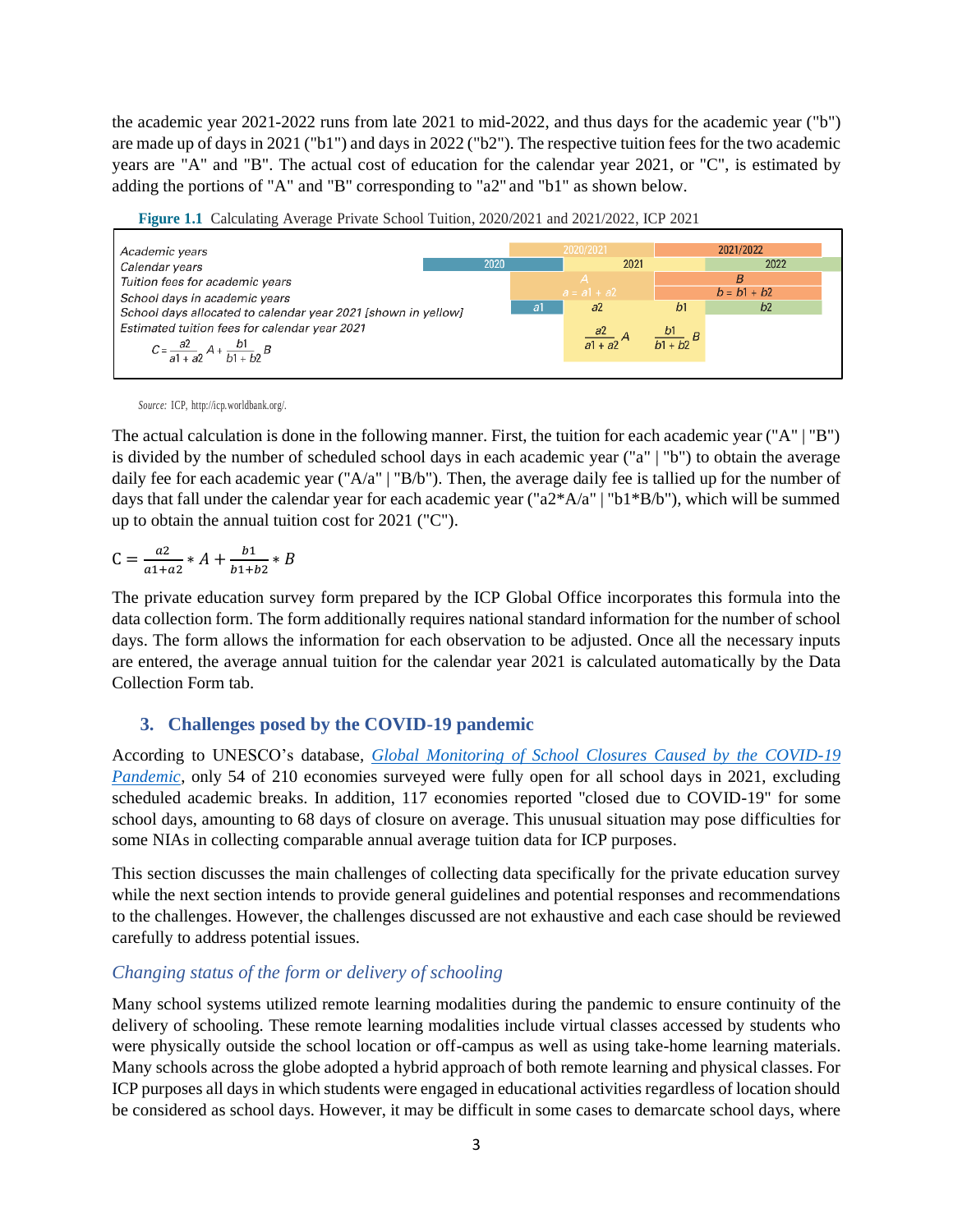the academic year 2021-2022 runs from late 2021 to mid-2022, and thus days for the academic year ("b") are made up of days in 2021 ("b1") and days in 2022 ("b2"). The respective tuition fees for the two academic years are "A" and "B". The actual cost of education for the calendar year 2021, or "C", is estimated by adding the portions of "A" and "B" corresponding to "a2" and "b1" as shown below.

**Figure 1.1** Calculating Average Private School Tuition, 2020/2021 and 2021/2022, ICP 2021

| | | | | |
|---|---|---|---|---|
| *Academic years* | | 2020/2021 | | 2021/2022 |
| *Calendar years* | 2020 | 2021 | | 2022 |
| *Tuition fees for academic years* | | $A$ | $B$ | |
| *School days in academic years* | | $a = a1 + a2$ | $b = b1 + b2$ | |
| *School days allocated to calendar year 2021 [shown in yellow]* | $a1$ | $a2$ | $b1$ | $b2$ |
| *Estimated tuition fees for calendar year 2021* $C = \frac{a2}{a1 + a2} A + \frac{b1}{b1 + b2} B$ | | $\frac{a2}{a1 + a2} A$ | $\frac{b1}{b1 + b2} B$ | |

*Source:* ICP, http://icp.worldbank.org/.

The actual calculation is done in the following manner. First, the tuition for each academic year ("A" | "B") is divided by the number of scheduled school days in each academic year ("a" | "b") to obtain the average daily fee for each academic year ("A/a" | "B/b"). Then, the average daily fee is tallied up for the number of days that fall under the calendar year for each academic year ("a2\*A/a" | "b1\*B/b"), which will be summed up to obtain the annual tuition cost for 2021 ("C").

$$C = \frac{a2}{a1+a2} * A + \frac{b1}{b1+b2} * B$$

The private education survey form prepared by the ICP Global Office incorporates this formula into the data collection form. The form additionally requires national standard information for the number of school days. The form allows the information for each observation to be adjusted. Once all the necessary inputs are entered, the average annual tuition for the calendar year 2021 is calculated automatically by the Data Collection Form tab.

## 3. Challenges posed by the COVID-19 pandemic

According to UNESCO's database, *Global Monitoring of School Closures Caused by the COVID-19 Pandemic*, only 54 of 210 economies surveyed were fully open for all school days in 2021, excluding scheduled academic breaks. In addition, 117 economies reported "closed due to COVID-19" for some school days, amounting to 68 days of closure on average. This unusual situation may pose difficulties for some NIAs in collecting comparable annual average tuition data for ICP purposes.

This section discusses the main challenges of collecting data specifically for the private education survey while the next section intends to provide general guidelines and potential responses and recommendations to the challenges. However, the challenges discussed are not exhaustive and each case should be reviewed carefully to address potential issues.

### *Changing status of the form or delivery of schooling*

Many school systems utilized remote learning modalities during the pandemic to ensure continuity of the delivery of schooling. These remote learning modalities include virtual classes accessed by students who were physically outside the school location or off-campus as well as using take-home learning materials. Many schools across the globe adopted a hybrid approach of both remote learning and physical classes. For ICP purposes all days in which students were engaged in educational activities regardless of location should be considered as school days. However, it may be difficult in some cases to demarcate school days, where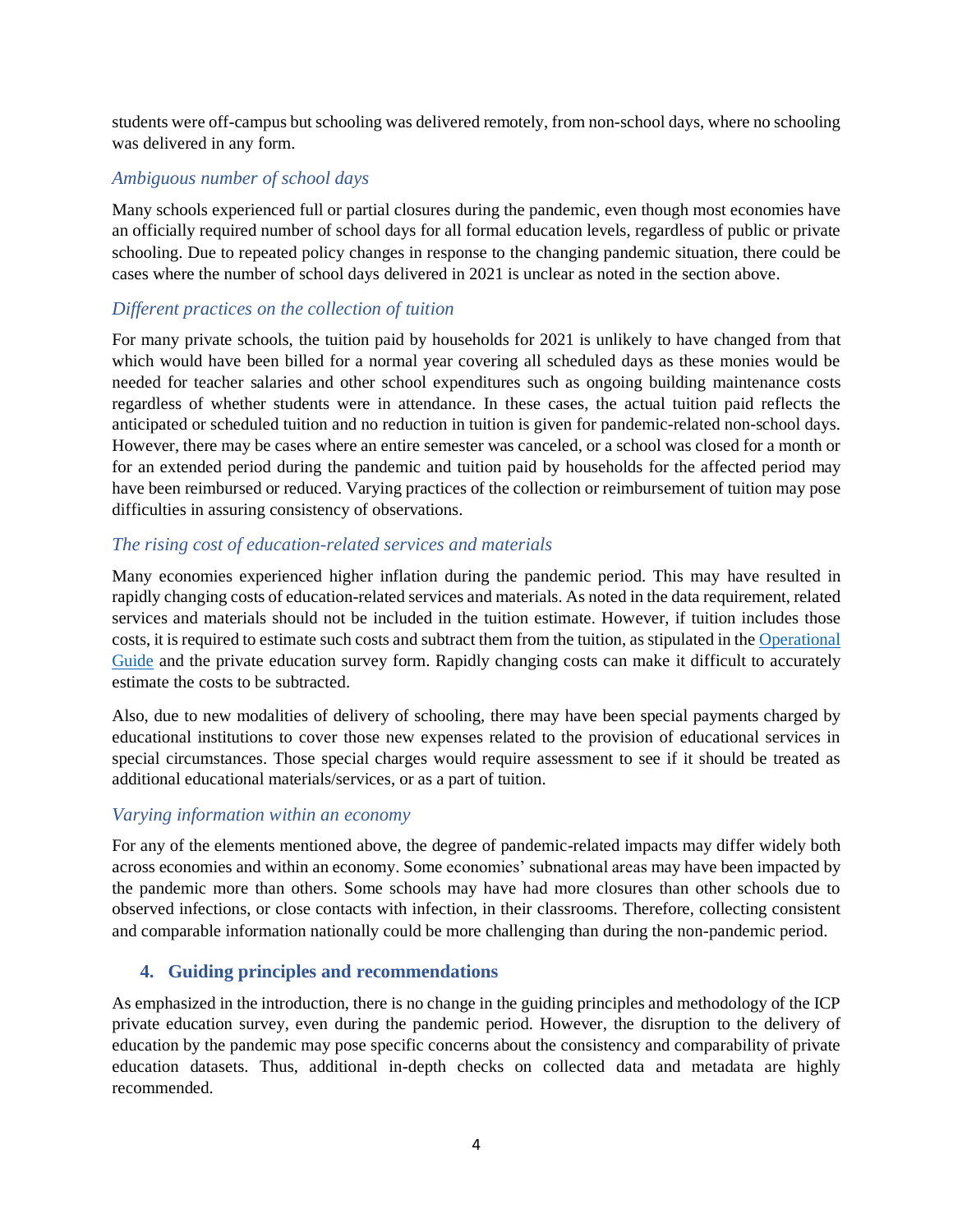students were off-campus but schooling was delivered remotely, from non-school days, where no schooling was delivered in any form.

### *Ambiguous number of school days*

Many schools experienced full or partial closures during the pandemic, even though most economies have an officially required number of school days for all formal education levels, regardless of public or private schooling. Due to repeated policy changes in response to the changing pandemic situation, there could be cases where the number of school days delivered in 2021 is unclear as noted in the section above.

### *Different practices on the collection of tuition*

For many private schools, the tuition paid by households for 2021 is unlikely to have changed from that which would have been billed for a normal year covering all scheduled days as these monies would be needed for teacher salaries and other school expenditures such as ongoing building maintenance costs regardless of whether students were in attendance. In these cases, the actual tuition paid reflects the anticipated or scheduled tuition and no reduction in tuition is given for pandemic-related non-school days. However, there may be cases where an entire semester was canceled, or a school was closed for a month or for an extended period during the pandemic and tuition paid by households for the affected period may have been reimbursed or reduced. Varying practices of the collection or reimbursement of tuition may pose difficulties in assuring consistency of observations.

### *The rising cost of education-related services and materials*

Many economies experienced higher inflation during the pandemic period. This may have resulted in rapidly changing costs of education-related services and materials. As noted in the data requirement, related services and materials should not be included in the tuition estimate. However, if tuition includes those costs, it is required to estimate such costs and subtract them from the tuition, as stipulated in the Operational Guide and the private education survey form. Rapidly changing costs can make it difficult to accurately estimate the costs to be subtracted.

Also, due to new modalities of delivery of schooling, there may have been special payments charged by educational institutions to cover those new expenses related to the provision of educational services in special circumstances. Those special charges would require assessment to see if it should be treated as additional educational materials/services, or as a part of tuition.

### *Varying information within an economy*

For any of the elements mentioned above, the degree of pandemic-related impacts may differ widely both across economies and within an economy. Some economies' subnational areas may have been impacted by the pandemic more than others. Some schools may have had more closures than other schools due to observed infections, or close contacts with infection, in their classrooms. Therefore, collecting consistent and comparable information nationally could be more challenging than during the non-pandemic period.

## 4. Guiding principles and recommendations

As emphasized in the introduction, there is no change in the guiding principles and methodology of the ICP private education survey, even during the pandemic period. However, the disruption to the delivery of education by the pandemic may pose specific concerns about the consistency and comparability of private education datasets. Thus, additional in-depth checks on collected data and metadata are highly recommended.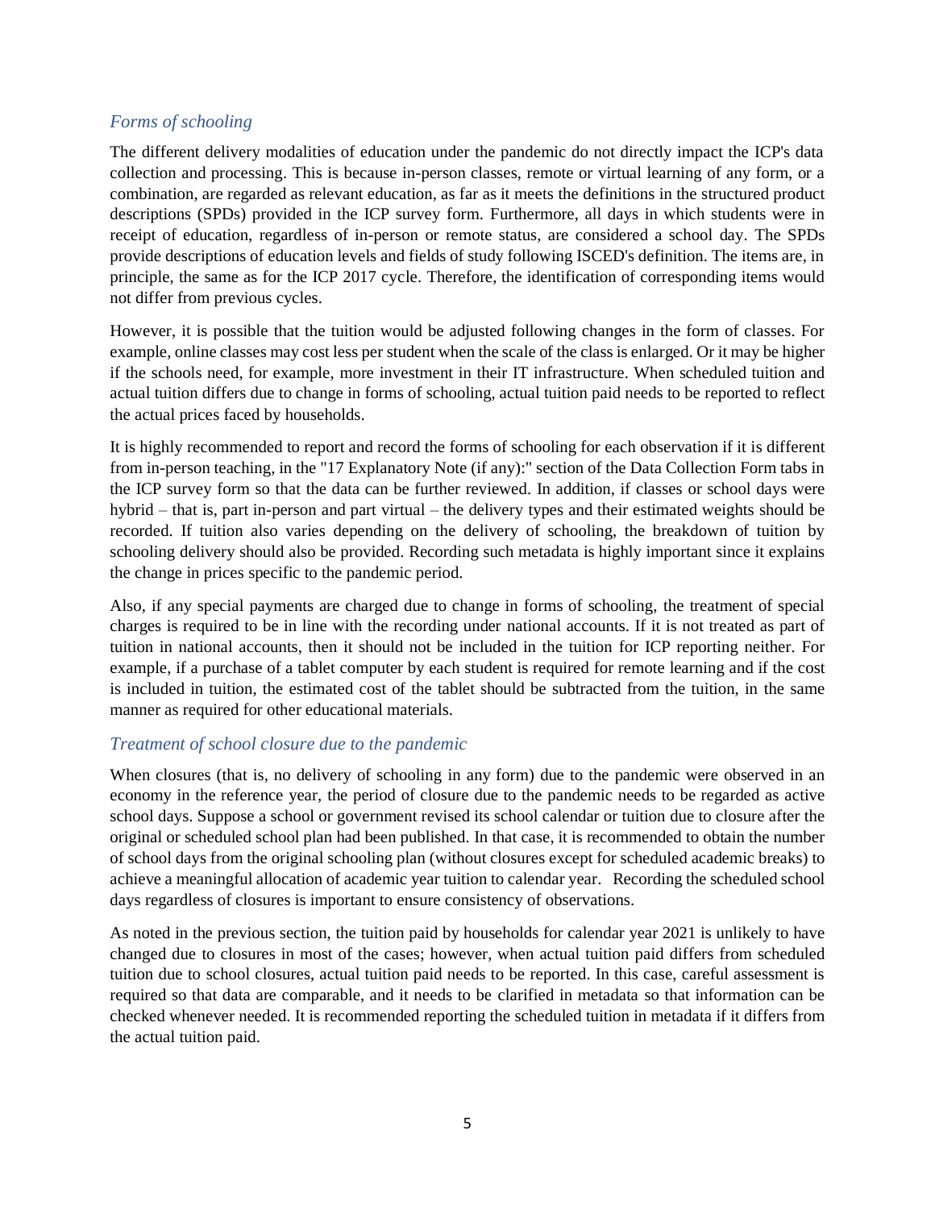### *Forms of schooling*

The different delivery modalities of education under the pandemic do not directly impact the ICP's data collection and processing. This is because in-person classes, remote or virtual learning of any form, or a combination, are regarded as relevant education, as far as it meets the definitions in the structured product descriptions (SPDs) provided in the ICP survey form. Furthermore, all days in which students were in receipt of education, regardless of in-person or remote status, are considered a school day. The SPDs provide descriptions of education levels and fields of study following ISCED's definition. The items are, in principle, the same as for the ICP 2017 cycle. Therefore, the identification of corresponding items would not differ from previous cycles.

However, it is possible that the tuition would be adjusted following changes in the form of classes. For example, online classes may cost less per student when the scale of the class is enlarged. Or it may be higher if the schools need, for example, more investment in their IT infrastructure. When scheduled tuition and actual tuition differs due to change in forms of schooling, actual tuition paid needs to be reported to reflect the actual prices faced by households.

It is highly recommended to report and record the forms of schooling for each observation if it is different from in-person teaching, in the "17 Explanatory Note (if any):" section of the Data Collection Form tabs in the ICP survey form so that the data can be further reviewed. In addition, if classes or school days were hybrid – that is, part in-person and part virtual – the delivery types and their estimated weights should be recorded. If tuition also varies depending on the delivery of schooling, the breakdown of tuition by schooling delivery should also be provided. Recording such metadata is highly important since it explains the change in prices specific to the pandemic period.

Also, if any special payments are charged due to change in forms of schooling, the treatment of special charges is required to be in line with the recording under national accounts. If it is not treated as part of tuition in national accounts, then it should not be included in the tuition for ICP reporting neither. For example, if a purchase of a tablet computer by each student is required for remote learning and if the cost is included in tuition, the estimated cost of the tablet should be subtracted from the tuition, in the same manner as required for other educational materials.

### *Treatment of school closure due to the pandemic*

When closures (that is, no delivery of schooling in any form) due to the pandemic were observed in an economy in the reference year, the period of closure due to the pandemic needs to be regarded as active school days. Suppose a school or government revised its school calendar or tuition due to closure after the original or scheduled school plan had been published. In that case, it is recommended to obtain the number of school days from the original schooling plan (without closures except for scheduled academic breaks) to achieve a meaningful allocation of academic year tuition to calendar year. Recording the scheduled school days regardless of closures is important to ensure consistency of observations.

As noted in the previous section, the tuition paid by households for calendar year 2021 is unlikely to have changed due to closures in most of the cases; however, when actual tuition paid differs from scheduled tuition due to school closures, actual tuition paid needs to be reported. In this case, careful assessment is required so that data are comparable, and it needs to be clarified in metadata so that information can be checked whenever needed. It is recommended reporting the scheduled tuition in metadata if it differs from the actual tuition paid.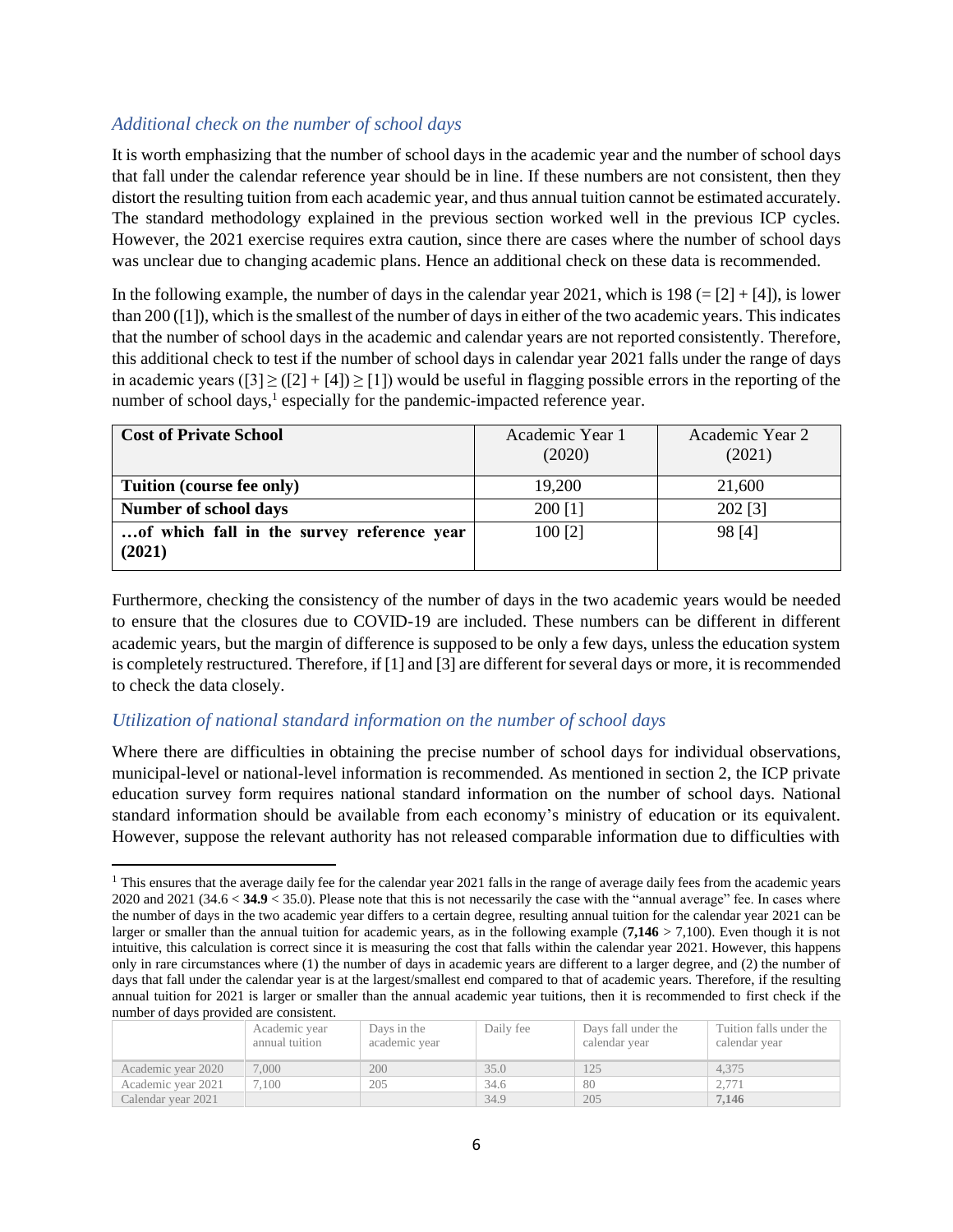### *Additional check on the number of school days*

It is worth emphasizing that the number of school days in the academic year and the number of school days that fall under the calendar reference year should be in line. If these numbers are not consistent, then they distort the resulting tuition from each academic year, and thus annual tuition cannot be estimated accurately. The standard methodology explained in the previous section worked well in the previous ICP cycles. However, the 2021 exercise requires extra caution, since there are cases where the number of school days was unclear due to changing academic plans. Hence an additional check on these data is recommended.

In the following example, the number of days in the calendar year 2021, which is 198 (= [2] + [4]), is lower than 200 ([1]), which is the smallest of the number of days in either of the two academic years. This indicates that the number of school days in the academic and calendar years are not reported consistently. Therefore, this additional check to test if the number of school days in calendar year 2021 falls under the range of days in academic years ([3] ≥ ([2] + [4]) ≥ [1]) would be useful in flagging possible errors in the reporting of the number of school days,[1] especially for the pandemic-impacted reference year.

| **Cost of Private School** | Academic Year 1 (2020) | Academic Year 2 (2021) |
|---|---|---|
| **Tuition (course fee only)** | 19,200 | 21,600 |
| **Number of school days** | 200 [1] | 202 [3] |
| **…of which fall in the survey reference year (2021)** | 100 [2] | 98 [4] |

Furthermore, checking the consistency of the number of days in the two academic years would be needed to ensure that the closures due to COVID-19 are included. These numbers can be different in different academic years, but the margin of difference is supposed to be only a few days, unless the education system is completely restructured. Therefore, if [1] and [3] are different for several days or more, it is recommended to check the data closely.

### *Utilization of national standard information on the number of school days*

Where there are difficulties in obtaining the precise number of school days for individual observations, municipal-level or national-level information is recommended. As mentioned in section 2, the ICP private education survey form requires national standard information on the number of school days. National standard information should be available from each economy's ministry of education or its equivalent. However, suppose the relevant authority has not released comparable information due to difficulties with

[1] This ensures that the average daily fee for the calendar year 2021 falls in the range of average daily fees from the academic years 2020 and 2021 (34.6 < **34.9** < 35.0). Please note that this is not necessarily the case with the "annual average" fee. In cases where the number of days in the two academic year differs to a certain degree, resulting annual tuition for the calendar year 2021 can be larger or smaller than the annual tuition for academic years, as in the following example (**7,146** > 7,100). Even though it is not intuitive, this calculation is correct since it is measuring the cost that falls within the calendar year 2021. However, this happens only in rare circumstances where (1) the number of days in academic years are different to a larger degree, and (2) the number of days that fall under the calendar year is at the largest/smallest end compared to that of academic years. Therefore, if the resulting annual tuition for 2021 is larger or smaller than the annual academic year tuitions, then it is recommended to first check if the number of days provided are consistent.

| | Academic year annual tuition | Days in the academic year | Daily fee | Days fall under the calendar year | Tuition falls under the calendar year |
|---|---|---|---|---|---|
| Academic year 2020 | 7,000 | 200 | 35.0 | 125 | 4,375 |
| Academic year 2021 | 7,100 | 205 | 34.6 | 80 | 2,771 |
| Calendar year 2021 | | | 34.9 | 205 | **7,146** |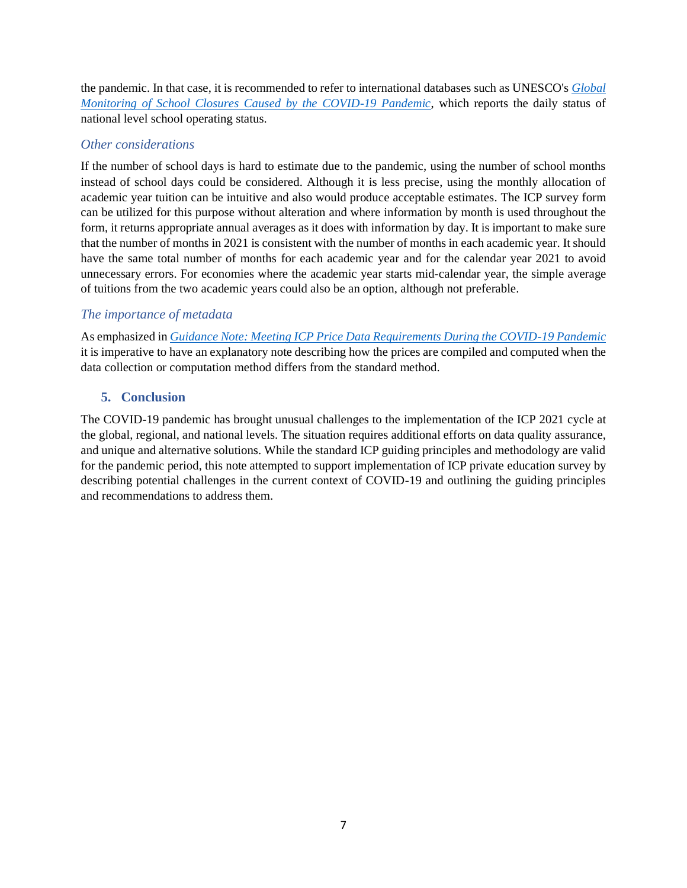the pandemic. In that case, it is recommended to refer to international databases such as UNESCO's *Global Monitoring of School Closures Caused by the COVID-19 Pandemic*, which reports the daily status of national level school operating status.

### *Other considerations*

If the number of school days is hard to estimate due to the pandemic, using the number of school months instead of school days could be considered. Although it is less precise, using the monthly allocation of academic year tuition can be intuitive and also would produce acceptable estimates. The ICP survey form can be utilized for this purpose without alteration and where information by month is used throughout the form, it returns appropriate annual averages as it does with information by day. It is important to make sure that the number of months in 2021 is consistent with the number of months in each academic year. It should have the same total number of months for each academic year and for the calendar year 2021 to avoid unnecessary errors. For economies where the academic year starts mid-calendar year, the simple average of tuitions from the two academic years could also be an option, although not preferable.

### *The importance of metadata*

As emphasized in *Guidance Note: Meeting ICP Price Data Requirements During the COVID-19 Pandemic* it is imperative to have an explanatory note describing how the prices are compiled and computed when the data collection or computation method differs from the standard method.

## 5. Conclusion

The COVID-19 pandemic has brought unusual challenges to the implementation of the ICP 2021 cycle at the global, regional, and national levels. The situation requires additional efforts on data quality assurance, and unique and alternative solutions. While the standard ICP guiding principles and methodology are valid for the pandemic period, this note attempted to support implementation of ICP private education survey by describing potential challenges in the current context of COVID-19 and outlining the guiding principles and recommendations to address them.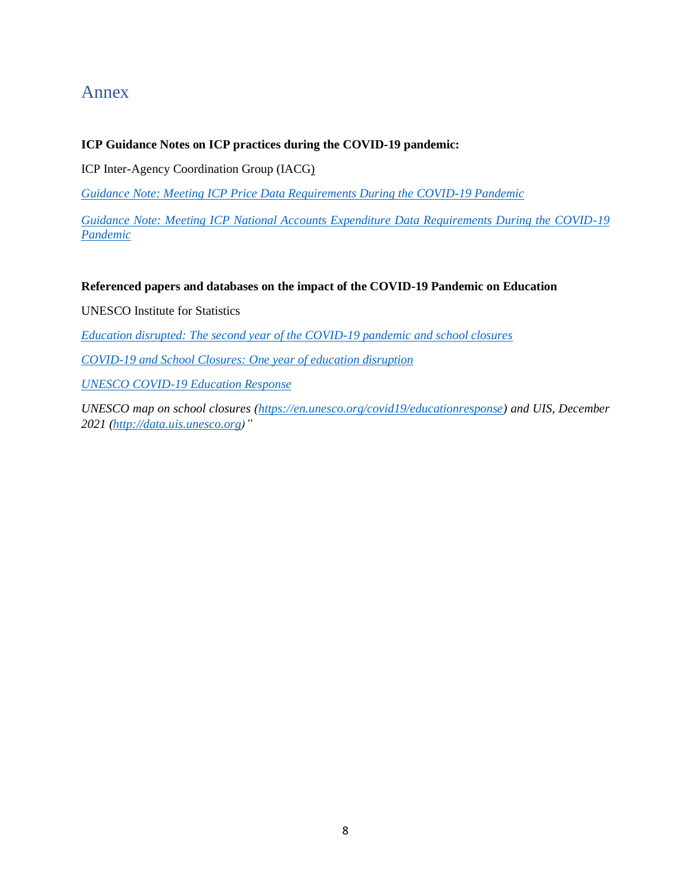# Annex

**ICP Guidance Notes on ICP practices during the COVID-19 pandemic:**

ICP Inter-Agency Coordination Group (IACG)

*Guidance Note: Meeting ICP Price Data Requirements During the COVID-19 Pandemic*

*Guidance Note: Meeting ICP National Accounts Expenditure Data Requirements During the COVID-19 Pandemic*

**Referenced papers and databases on the impact of the COVID-19 Pandemic on Education**

UNESCO Institute for Statistics

*Education disrupted: The second year of the COVID-19 pandemic and school closures*

*COVID-19 and School Closures: One year of education disruption*

*UNESCO COVID-19 Education Response*

*UNESCO map on school closures (https://en.unesco.org/covid19/educationresponse) and UIS, December 2021 (http://data.uis.unesco.org)"*